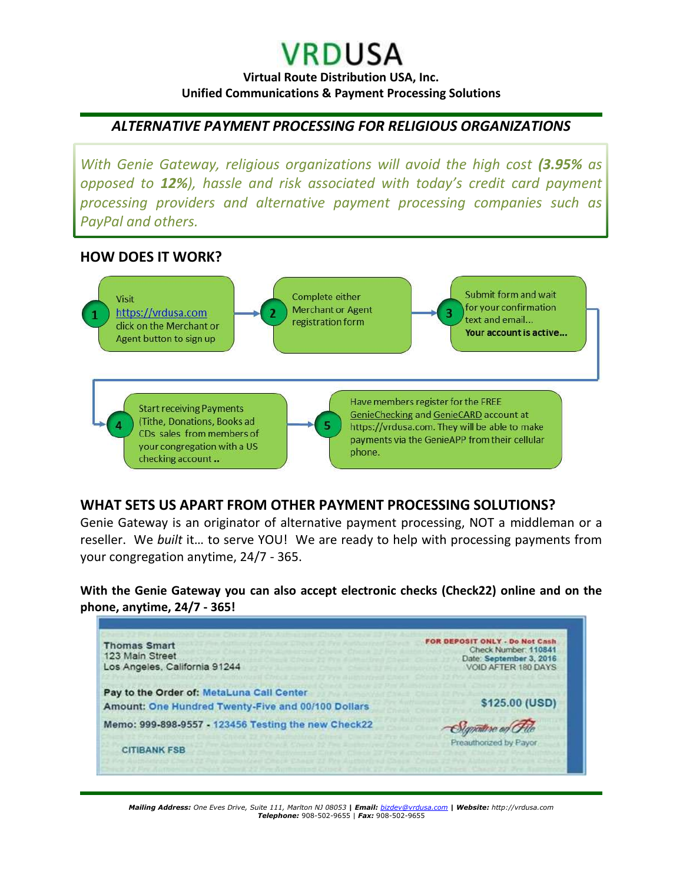# VRDUSA

**Virtual Route Distribution USA, Inc.**
**Unified Communications & Payment Processing Solutions**

## *ALTERNATIVE PAYMENT PROCESSING FOR RELIGIOUS ORGANIZATIONS*

*With Genie Gateway, religious organizations will avoid the high cost **(3.95%** as opposed to **12%**), hassle and risk associated with today's credit card payment processing providers and alternative payment processing companies such as PayPal and others.*

## HOW DOES IT WORK?

1. Visit https://vrdusa.com click on the Merchant or Agent button to sign up
2. Complete either Merchant or Agent registration form
3. Submit form and wait for your confirmation text and email... **Your account is active...**
4. Start receiving Payments (Tithe, Donations, Books ad CDs sales from members of your congregation with a US checking account **..**
5. Have members register for the FREE GenieChecking and GenieCARD account at https://vrdusa.com. They will be able to make payments via the GenieAPP from their cellular phone.

## WHAT SETS US APART FROM OTHER PAYMENT PROCESSING SOLUTIONS?

Genie Gateway is an originator of alternative payment processing, NOT a middleman or a reseller. We *built* it… to serve YOU! We are ready to help with processing payments from your congregation anytime, 24/7 - 365.

**With the Genie Gateway you can also accept electronic checks (Check22) online and on the phone, anytime, 24/7 - 365!**

Thomas Smart
123 Main Street
Los Angeles, California 91244

**FOR DEPOSIT ONLY - Do Not Cash**
Check Number: **110841**
Date: **September 3, 2016**
VOID AFTER 180 DAYS

**Pay to the Order of:** MetaLuna Call Center
**Amount:** One Hundred Twenty-Five and 00/100 Dollars **$125.00 (USD)**
**Memo: 999-898-9557 -** 123456 Testing the new Check22

Signature on File
Preauthorized by Payor

**CITIBANK FSB**

***Mailing Address:*** *One Eves Drive, Suite 111, Marlton NJ 08053* **|** ***Email:*** *bizdev@vrdusa.com* **|** ***Website:*** *http://vrdusa.com*
***Telephone:*** 908-502-9655 | ***Fax:*** 908-502-9655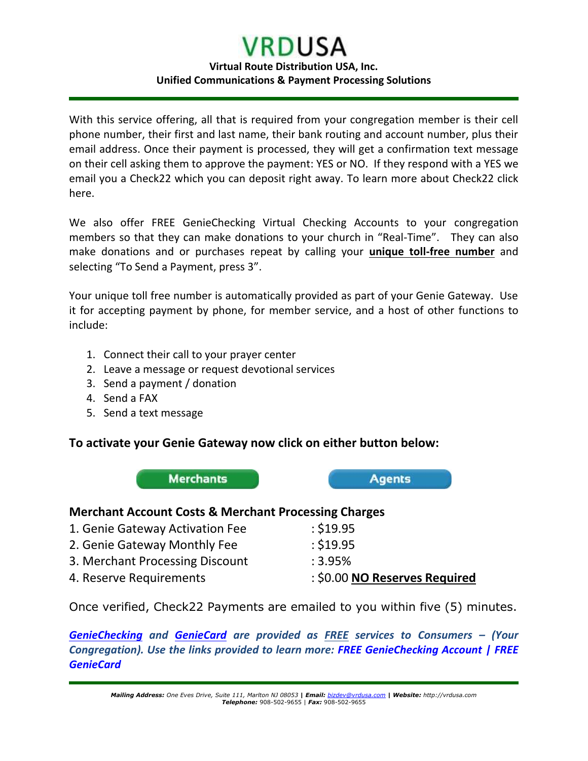# VRDUSA

**Virtual Route Distribution USA, Inc.**
**Unified Communications & Payment Processing Solutions**

With this service offering, all that is required from your congregation member is their cell phone number, their first and last name, their bank routing and account number, plus their email address. Once their payment is processed, they will get a confirmation text message on their cell asking them to approve the payment: YES or NO. If they respond with a YES we email you a Check22 which you can deposit right away. To learn more about Check22 click here.

We also offer FREE GenieChecking Virtual Checking Accounts to your congregation members so that they can make donations to your church in "Real-Time". They can also make donations and or purchases repeat by calling your **unique toll-free number** and selecting "To Send a Payment, press 3".

Your unique toll free number is automatically provided as part of your Genie Gateway. Use it for accepting payment by phone, for member service, and a host of other functions to include:

1. Connect their call to your prayer center
2. Leave a message or request devotional services
3. Send a payment / donation
4. Send a FAX
5. Send a text message

### To activate your Genie Gateway now click on either button below:

Merchants | Agents

### Merchant Account Costs & Merchant Processing Charges

| | |
|---|---|
| 1. Genie Gateway Activation Fee | : $19.95 |
| 2. Genie Gateway Monthly Fee | : $19.95 |
| 3. Merchant Processing Discount | : 3.95% |
| 4. Reserve Requirements | : $0.00 **NO Reserves Required** |

Once verified, Check22 Payments are emailed to you within five (5) minutes.

***GenieChecking* and *GenieCard* are provided as *FREE* services to Consumers – (Your Congregation). Use the links provided to learn more: FREE GenieChecking Account | FREE GenieCard**

***Mailing Address:*** *One Eves Drive, Suite 111, Marlton NJ 08053* | ***Email:*** *bizdev@vrdusa.com* | ***Website:*** *http://vrdusa.com*
***Telephone:*** 908-502-9655 | ***Fax:*** 908-502-9655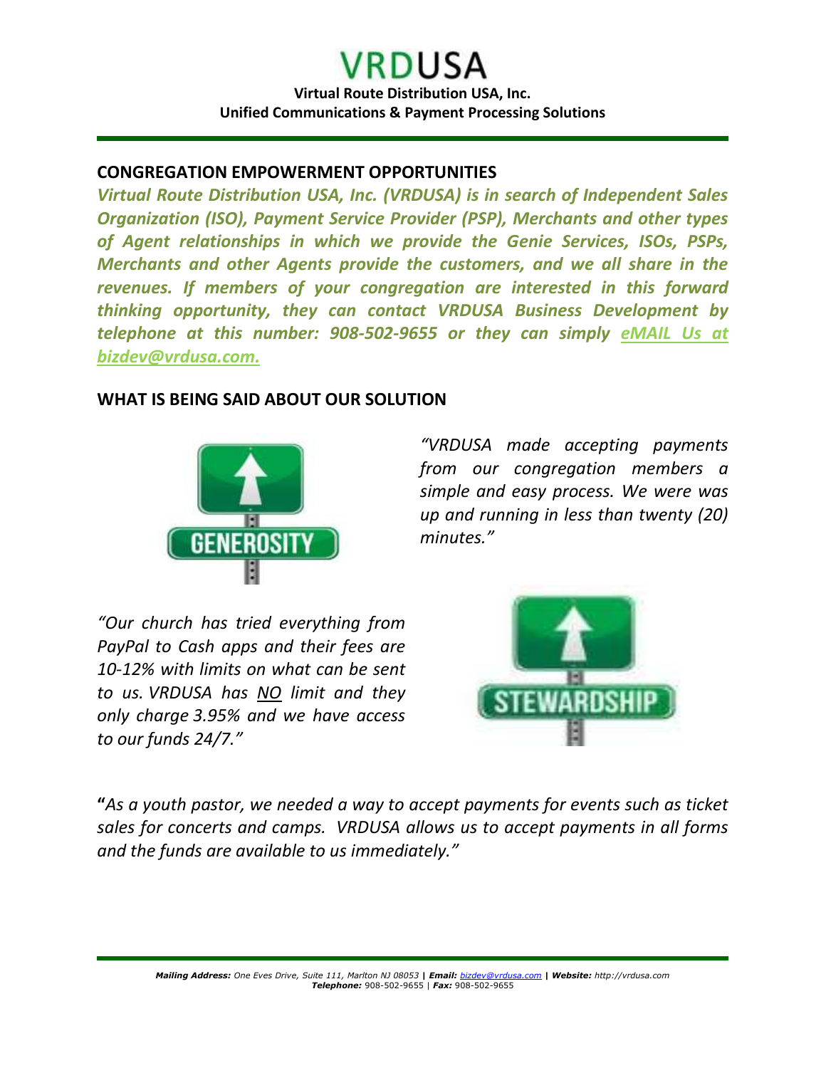# VRDUSA

**Virtual Route Distribution USA, Inc.**
**Unified Communications & Payment Processing Solutions**

## CONGREGATION EMPOWERMENT OPPORTUNITIES

***Virtual Route Distribution USA, Inc. (VRDUSA) is in search of Independent Sales Organization (ISO), Payment Service Provider (PSP), Merchants and other types of Agent relationships in which we provide the Genie Services, ISOs, PSPs, Merchants and other Agents provide the customers, and we all share in the revenues. If members of your congregation are interested in this forward thinking opportunity, they can contact VRDUSA Business Development by telephone at this number: 908-502-9655 or they can simply eMAIL Us at bizdev@vrdusa.com.***

## WHAT IS BEING SAID ABOUT OUR SOLUTION

GENEROSITY

*"VRDUSA made accepting payments from our congregation members a simple and easy process. We were was up and running in less than twenty (20) minutes."*

*"Our church has tried everything from PayPal to Cash apps and their fees are 10-12% with limits on what can be sent to us. VRDUSA has NO limit and they only charge 3.95% and we have access to our funds 24/7."*

STEWARDSHIP

**"***As a youth pastor, we needed a way to accept payments for events such as ticket sales for concerts and camps. VRDUSA allows us to accept payments in all forms and the funds are available to us immediately."*

***Mailing Address:*** *One Eves Drive, Suite 111, Marlton NJ 08053* **|** ***Email:*** *bizdev@vrdusa.com* **|** ***Website:*** *http://vrdusa.com*
***Telephone:*** 908-502-9655 | ***Fax:*** 908-502-9655